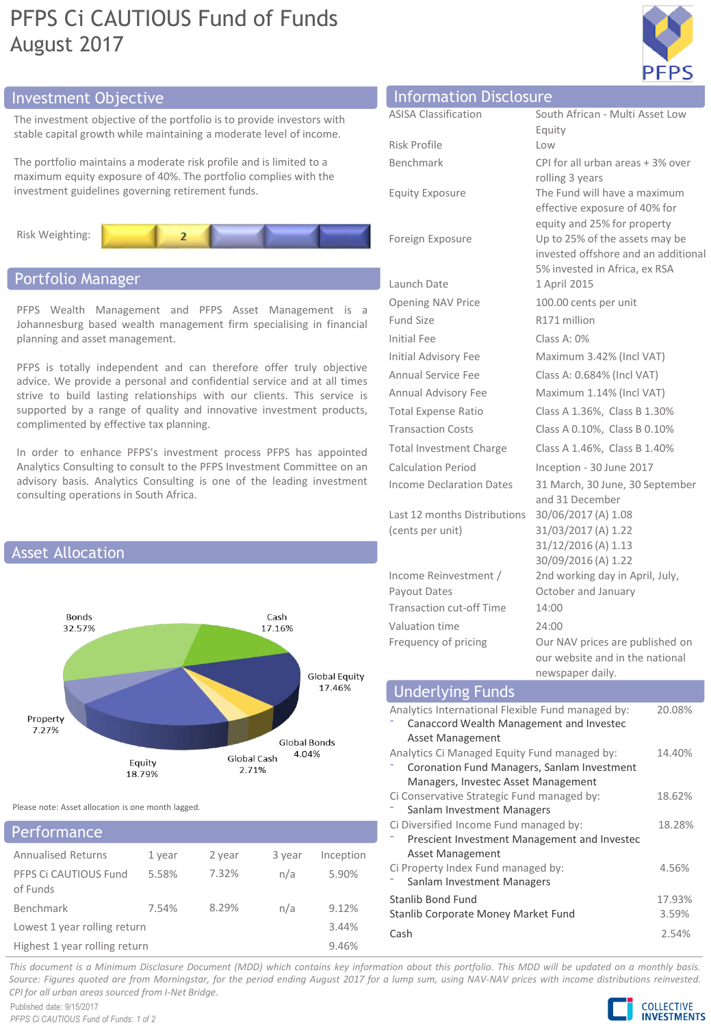# PFPS Ci CAUTIOUS Fund of Funds
## August 2017

## Investment Objective

The investment objective of the portfolio is to provide investors with stable capital growth while maintaining a moderate level of income.

The portfolio maintains a moderate risk profile and is limited to a maximum equity exposure of 40%. The portfolio complies with the investment guidelines governing retirement funds.

Risk Weighting: 2

## Portfolio Manager

PFPS Wealth Management and PFPS Asset Management is a Johannesburg based wealth management firm specialising in financial planning and asset management.

PFPS is totally independent and can therefore offer truly objective advice. We provide a personal and confidential service and at all times strive to build lasting relationships with our clients. This service is supported by a range of quality and innovative investment products, complimented by effective tax planning.

In order to enhance PFPS's investment process PFPS has appointed Analytics Consulting to consult to the PFPS Investment Committee on an advisory basis. Analytics Consulting is one of the leading investment consulting operations in South Africa.

## Asset Allocation

| Asset Class | Allocation |
|---|---|
| Bonds | 32.57% |
| Cash | 17.16% |
| Global Equity | 17.46% |
| Global Bonds | 4.04% |
| Global Cash | 2.71% |
| Equity | 18.79% |
| Property | 7.27% |

Please note: Asset allocation is one month lagged.

## Performance

| Annualised Returns | 1 year | 2 year | 3 year | Inception |
|---|---|---|---|---|
| PFPS Ci CAUTIOUS Fund of Funds | 5.58% | 7.32% | n/a | 5.90% |
| Benchmark | 7.54% | 8.29% | n/a | 9.12% |
| Lowest 1 year rolling return | | | | 3.44% |
| Highest 1 year rolling return | | | | 9.46% |

## Information Disclosure

| | |
|---|---|
| ASISA Classification | South African - Multi Asset Low Equity |
| Risk Profile | Low |
| Benchmark | CPI for all urban areas + 3% over rolling 3 years |
| Equity Exposure | The Fund will have a maximum effective exposure of 40% for equity and 25% for property |
| Foreign Exposure | Up to 25% of the assets may be invested offshore and an additional 5% invested in Africa, ex RSA |
| Launch Date | 1 April 2015 |
| Opening NAV Price | 100.00 cents per unit |
| Fund Size | R171 million |
| Initial Fee | Class A: 0% |
| Initial Advisory Fee | Maximum 3.42% (Incl VAT) |
| Annual Service Fee | Class A: 0.684% (Incl VAT) |
| Annual Advisory Fee | Maximum 1.14% (Incl VAT) |
| Total Expense Ratio | Class A 1.36%, Class B 1.30% |
| Transaction Costs | Class A 0.10%, Class B 0.10% |
| Total Investment Charge | Class A 1.46%, Class B 1.40% |
| Calculation Period | Inception - 30 June 2017 |
| Income Declaration Dates | 31 March, 30 June, 30 September and 31 December |
| Last 12 months Distributions (cents per unit) | 30/06/2017 (A) 1.08<br>31/03/2017 (A) 1.22<br>31/12/2016 (A) 1.13<br>30/09/2016 (A) 1.22 |
| Income Reinvestment / Payout Dates | 2nd working day in April, July, October and January |
| Transaction cut-off Time | 14:00 |
| Valuation time | 24:00 |
| Frequency of pricing | Our NAV prices are published on our website and in the national newspaper daily. |

## Underlying Funds

| Fund | Weight |
|---|---|
| Analytics International Flexible Fund managed by:<br>- Canaccord Wealth Management and Investec Asset Management | 20.08% |
| Analytics Ci Managed Equity Fund managed by:<br>- Coronation Fund Managers, Sanlam Investment Managers, Investec Asset Management | 14.40% |
| Ci Conservative Strategic Fund managed by:<br>- Sanlam Investment Managers | 18.62% |
| Ci Diversified Income Fund managed by:<br>- Prescient Investment Management and Investec Asset Management | 18.28% |
| Ci Property Index Fund managed by:<br>- Sanlam Investment Managers | 4.56% |
| Stanlib Bond Fund | 17.93% |
| Stanlib Corporate Money Market Fund | 3.59% |
| Cash | 2.54% |

*This document is a Minimum Disclosure Document (MDD) which contains key information about this portfolio. This MDD will be updated on a monthly basis. Source: Figures quoted are from Morningstar, for the period ending August 2017 for a lump sum, using NAV-NAV prices with income distributions reinvested. CPI for all urban areas sourced from I-Net Bridge.*

Published date: 9/15/2017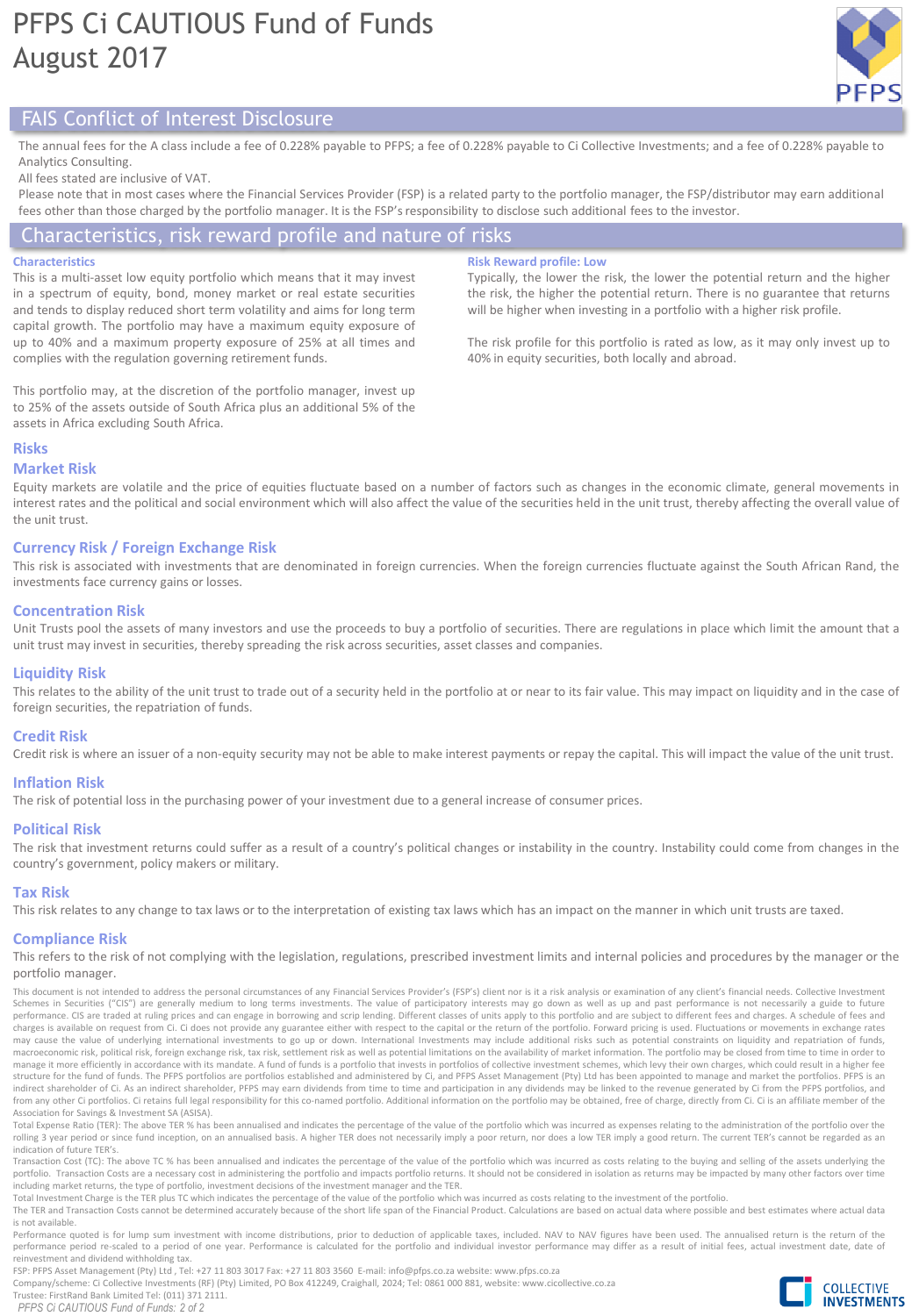# PFPS Ci CAUTIOUS Fund of Funds
August 2017

## FAIS Conflict of Interest Disclosure

The annual fees for the A class include a fee of 0.228% payable to PFPS; a fee of 0.228% payable to Ci Collective Investments; and a fee of 0.228% payable to Analytics Consulting.

All fees stated are inclusive of VAT.

Please note that in most cases where the Financial Services Provider (FSP) is a related party to the portfolio manager, the FSP/distributor may earn additional fees other than those charged by the portfolio manager. It is the FSP's responsibility to disclose such additional fees to the investor.

## Characteristics, risk reward profile and nature of risks

### Characteristics

This is a multi-asset low equity portfolio which means that it may invest in a spectrum of equity, bond, money market or real estate securities and tends to display reduced short term volatility and aims for long term capital growth. The portfolio may have a maximum equity exposure of up to 40% and a maximum property exposure of 25% at all times and complies with the regulation governing retirement funds.

This portfolio may, at the discretion of the portfolio manager, invest up to 25% of the assets outside of South Africa plus an additional 5% of the assets in Africa excluding South Africa.

### Risk Reward profile: Low

Typically, the lower the risk, the lower the potential return and the higher the risk, the higher the potential return. There is no guarantee that returns will be higher when investing in a portfolio with a higher risk profile.

The risk profile for this portfolio is rated as low, as it may only invest up to 40% in equity securities, both locally and abroad.

### Risks

#### Market Risk

Equity markets are volatile and the price of equities fluctuate based on a number of factors such as changes in the economic climate, general movements in interest rates and the political and social environment which will also affect the value of the securities held in the unit trust, thereby affecting the overall value of the unit trust.

#### Currency Risk / Foreign Exchange Risk

This risk is associated with investments that are denominated in foreign currencies. When the foreign currencies fluctuate against the South African Rand, the investments face currency gains or losses.

#### Concentration Risk

Unit Trusts pool the assets of many investors and use the proceeds to buy a portfolio of securities. There are regulations in place which limit the amount that a unit trust may invest in securities, thereby spreading the risk across securities, asset classes and companies.

#### Liquidity Risk

This relates to the ability of the unit trust to trade out of a security held in the portfolio at or near to its fair value. This may impact on liquidity and in the case of foreign securities, the repatriation of funds.

#### Credit Risk

Credit risk is where an issuer of a non-equity security may not be able to make interest payments or repay the capital. This will impact the value of the unit trust.

#### Inflation Risk

The risk of potential loss in the purchasing power of your investment due to a general increase of consumer prices.

#### Political Risk

The risk that investment returns could suffer as a result of a country's political changes or instability in the country. Instability could come from changes in the country's government, policy makers or military.

#### Tax Risk

This risk relates to any change to tax laws or to the interpretation of existing tax laws which has an impact on the manner in which unit trusts are taxed.

#### Compliance Risk

This refers to the risk of not complying with the legislation, regulations, prescribed investment limits and internal policies and procedures by the manager or the portfolio manager.

This document is not intended to address the personal circumstances of any Financial Services Provider's (FSP's) client nor is it a risk analysis or examination of any client's financial needs. Collective Investment Schemes in Securities ("CIS") are generally medium to long terms investments. The value of participatory interests may go down as well as up and past performance is not necessarily a guide to future performance. CIS are traded at ruling prices and can engage in borrowing and scrip lending. Different classes of units apply to this portfolio and are subject to different fees and charges. A schedule of fees and charges is available on request from Ci. Ci does not provide any guarantee either with respect to the capital or the return of the portfolio. Forward pricing is used. Fluctuations or movements in exchange rates may cause the value of underlying international investments to go up or down. International Investments may include additional risks such as potential constraints on liquidity and repatriation of funds, macroeconomic risk, political risk, foreign exchange risk, tax risk, settlement risk as well as potential limitations on the availability of market information. The portfolio may be closed from time to time in order to manage it more efficiently in accordance with its mandate. A fund of funds is a portfolio that invests in portfolios of collective investment schemes, which levy their own charges, which could result in a higher fee structure for the fund of funds. The PFPS portfolios are portfolios established and administered by Ci, and PFPS Asset Management (Pty) Ltd has been appointed to manage and market the portfolios. PFPS is an indirect shareholder of Ci. As an indirect shareholder, PFPS may earn dividends from time to time and participation in any dividends may be linked to the revenue generated by Ci from the PFPS portfolios, and from any other Ci portfolios. Ci retains full legal responsibility for this co-named portfolio. Additional information on the portfolio may be obtained, free of charge, directly from Ci. Ci is an affiliate member of the Association for Savings & Investment SA (ASISA).

Total Expense Ratio (TER): The above TER % has been annualised and indicates the percentage of the value of the portfolio which was incurred as expenses relating to the administration of the portfolio over the rolling 3 year period or since fund inception, on an annualised basis. A higher TER does not necessarily imply a poor return, nor does a low TER imply a good return. The current TER's cannot be regarded as an indication of future TER's.

Transaction Cost (TC): The above TC % has been annualised and indicates the percentage of the value of the portfolio which was incurred as costs relating to the buying and selling of the assets underlying the portfolio. Transaction Costs are a necessary cost in administering the portfolio and impacts portfolio returns. It should not be considered in isolation as returns may be impacted by many other factors over time including market returns, the type of portfolio, investment decisions of the investment manager and the TER.

Total Investment Charge is the TER plus TC which indicates the percentage of the value of the portfolio which was incurred as costs relating to the investment of the portfolio.

The TER and Transaction Costs cannot be determined accurately because of the short life span of the Financial Product. Calculations are based on actual data where possible and best estimates where actual data is not available.

Performance quoted is for lump sum investment with income distributions, prior to deduction of applicable taxes, included. NAV to NAV figures have been used. The annualised return is the return of the performance period re-scaled to a period of one year. Performance is calculated for the portfolio and individual investor performance may differ as a result of initial fees, actual investment date, date of reinvestment and dividend withholding tax.

FSP: PFPS Asset Management (Pty) Ltd , Tel: +27 11 803 3017 Fax: +27 11 803 3560 E-mail: info@pfps.co.za website: www.pfps.co.za

Company/scheme: Ci Collective Investments (RF) (Pty) Limited, PO Box 412249, Craighall, 2024; Tel: 0861 000 881, website: www.cicollective.co.za

Trustee: FirstRand Bank Limited Tel: (011) 371 2111.